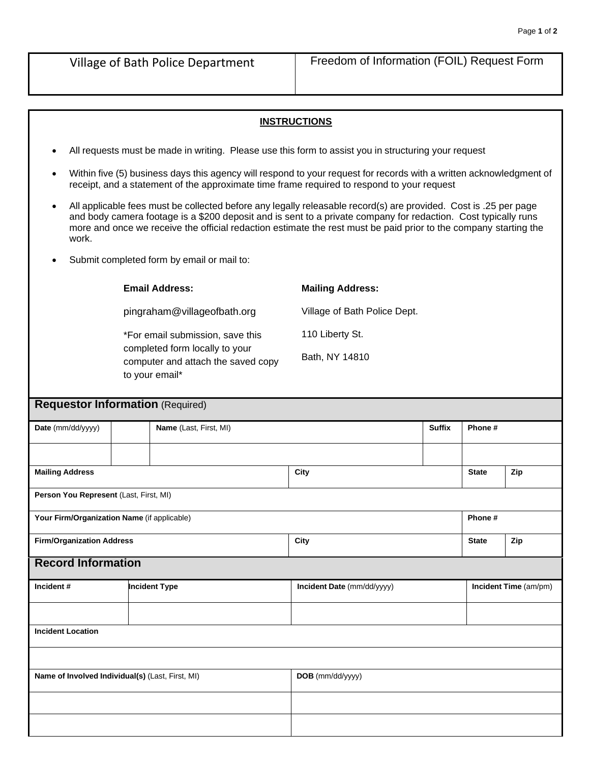| Village of Bath Police Department | Freedom of Information (FOIL) Request Form |
|---|---|

**INSTRUCTIONS**

- All requests must be made in writing. Please use this form to assist you in structuring your request
- Within five (5) business days this agency will respond to your request for records with a written acknowledgment of receipt, and a statement of the approximate time frame required to respond to your request
- All applicable fees must be collected before any legally releasable record(s) are provided. Cost is .25 per page and body camera footage is a $200 deposit and is sent to a private company for redaction. Cost typically runs more and once we receive the official redaction estimate the rest must be paid prior to the company starting the work.
- Submit completed form by email or mail to:

**Email Address:**

pingraham@villageofbath.org

*For email submission, save this completed form locally to your computer and attach the saved copy to your email*

**Mailing Address:**

Village of Bath Police Dept.

110 Liberty St.

Bath, NY 14810

## Requestor Information (Required)

| **Date** (mm/dd/yyyy) | | **Name** (Last, First, MI) | **Suffix** | **Phone #** | |
|---|---|---|---|---|---|
| | | | | | |
| **Mailing Address** | | **City** | | **State** | **Zip** |
| **Person You Represent** (Last, First, MI) | | | | | |
| **Your Firm/Organization Name** (if applicable) | | | | **Phone #** | |
| **Firm/Organization Address** | | **City** | | **State** | **Zip** |

## Record Information

| **Incident #** | **Incident Type** | **Incident Date** (mm/dd/yyyy) | **Incident Time** (am/pm) |
|---|---|---|---|
| | | | |
| **Incident Location** | | | |
| | | | |

| **Name of Involved Individual(s)** (Last, First, MI) | **DOB** (mm/dd/yyyy) |
|---|---|
| | |
| | |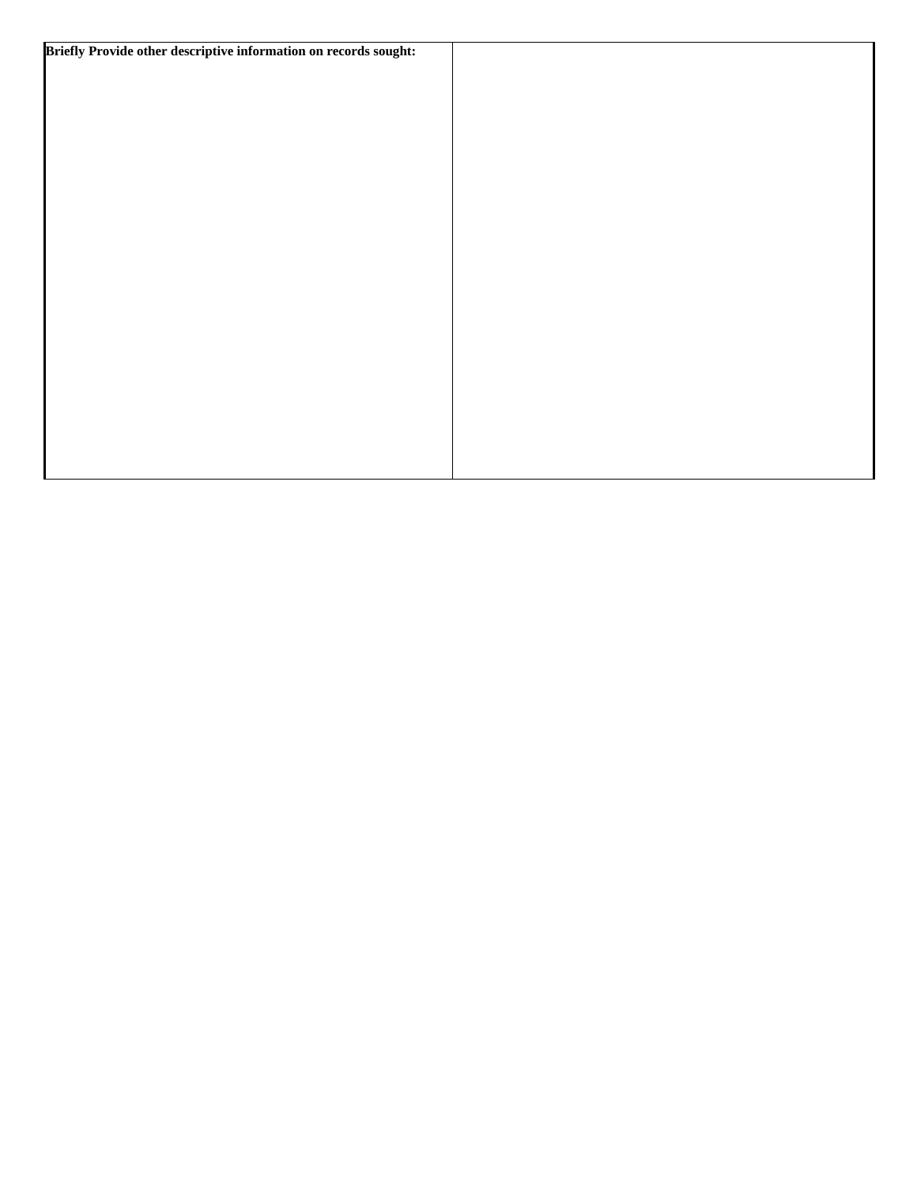| | |
|---|---|
| **Briefly Provide other descriptive information on records sought:** | |